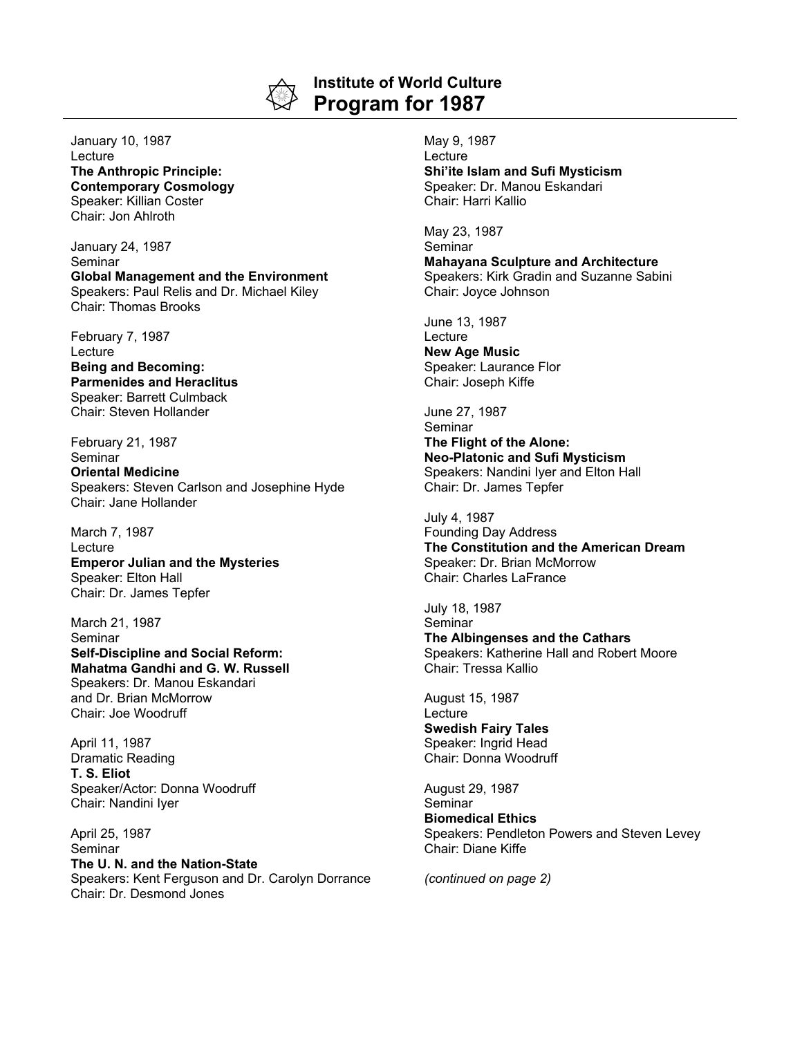# Institute of World Culture
## Program for 1987

January 10, 1987
Lecture
**The Anthropic Principle: Contemporary Cosmology**
Speaker: Killian Coster
Chair: Jon Ahlroth

January 24, 1987
Seminar
**Global Management and the Environment**
Speakers: Paul Relis and Dr. Michael Kiley
Chair: Thomas Brooks

February 7, 1987
Lecture
**Being and Becoming: Parmenides and Heraclitus**
Speaker: Barrett Culmback
Chair: Steven Hollander

February 21, 1987
Seminar
**Oriental Medicine**
Speakers: Steven Carlson and Josephine Hyde
Chair: Jane Hollander

March 7, 1987
Lecture
**Emperor Julian and the Mysteries**
Speaker: Elton Hall
Chair: Dr. James Tepfer

March 21, 1987
Seminar
**Self-Discipline and Social Reform: Mahatma Gandhi and G. W. Russell**
Speakers: Dr. Manou Eskandari and Dr. Brian McMorrow
Chair: Joe Woodruff

April 11, 1987
Dramatic Reading
**T. S. Eliot**
Speaker/Actor: Donna Woodruff
Chair: Nandini Iyer

April 25, 1987
Seminar
**The U. N. and the Nation-State**
Speakers: Kent Ferguson and Dr. Carolyn Dorrance
Chair: Dr. Desmond Jones

May 9, 1987
Lecture
**Shi'ite Islam and Sufi Mysticism**
Speaker: Dr. Manou Eskandari
Chair: Harri Kallio

May 23, 1987
Seminar
**Mahayana Sculpture and Architecture**
Speakers: Kirk Gradin and Suzanne Sabini
Chair: Joyce Johnson

June 13, 1987
Lecture
**New Age Music**
Speaker: Laurance Flor
Chair: Joseph Kiffe

June 27, 1987
Seminar
**The Flight of the Alone: Neo-Platonic and Sufi Mysticism**
Speakers: Nandini Iyer and Elton Hall
Chair: Dr. James Tepfer

July 4, 1987
Founding Day Address
**The Constitution and the American Dream**
Speaker: Dr. Brian McMorrow
Chair: Charles LaFrance

July 18, 1987
Seminar
**The Albingenses and the Cathars**
Speakers: Katherine Hall and Robert Moore
Chair: Tressa Kallio

August 15, 1987
Lecture
**Swedish Fairy Tales**
Speaker: Ingrid Head
Chair: Donna Woodruff

August 29, 1987
Seminar
**Biomedical Ethics**
Speakers: Pendleton Powers and Steven Levey
Chair: Diane Kiffe

*(continued on page 2)*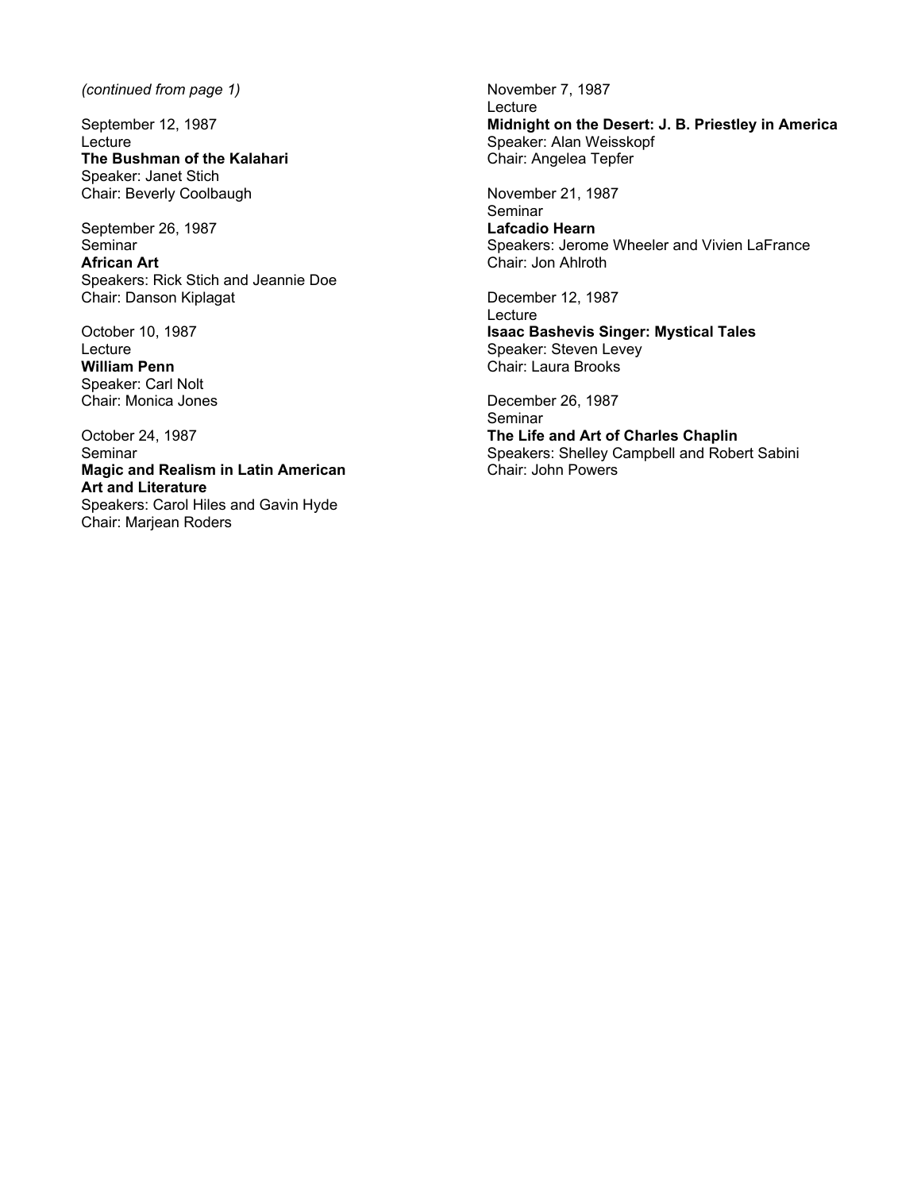*(continued from page 1)*

September 12, 1987
Lecture
**The Bushman of the Kalahari**
Speaker: Janet Stich
Chair: Beverly Coolbaugh

September 26, 1987
Seminar
**African Art**
Speakers: Rick Stich and Jeannie Doe
Chair: Danson Kiplagat

October 10, 1987
Lecture
**William Penn**
Speaker: Carl Nolt
Chair: Monica Jones

October 24, 1987
Seminar
**Magic and Realism in Latin American Art and Literature**
Speakers: Carol Hiles and Gavin Hyde
Chair: Marjean Roders

November 7, 1987
Lecture
**Midnight on the Desert: J. B. Priestley in America**
Speaker: Alan Weisskopf
Chair: Angelea Tepfer

November 21, 1987
Seminar
**Lafcadio Hearn**
Speakers: Jerome Wheeler and Vivien LaFrance
Chair: Jon Ahlroth

December 12, 1987
Lecture
**Isaac Bashevis Singer: Mystical Tales**
Speaker: Steven Levey
Chair: Laura Brooks

December 26, 1987
Seminar
**The Life and Art of Charles Chaplin**
Speakers: Shelley Campbell and Robert Sabini
Chair: John Powers